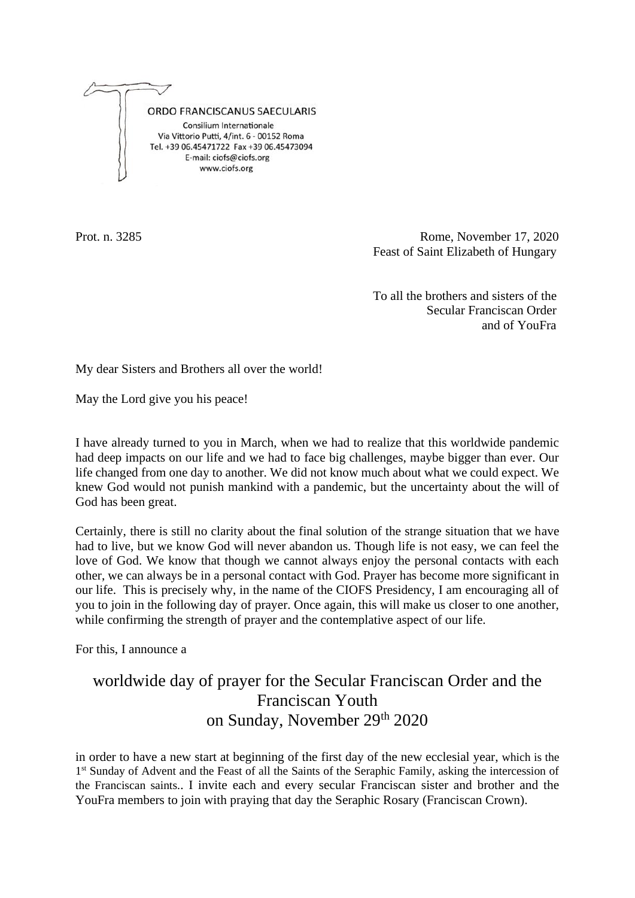ORDO FRANCISCANUS SAECULARIS
Consilium Internationale
Via Vittorio Putti, 4/int. 6 - 00152 Roma
Tel. +39 06.45471722 Fax +39 06.45473094
E-mail: ciofs@ciofs.org
www.ciofs.org

Prot. n. 3285

Rome, November 17, 2020
Feast of Saint Elizabeth of Hungary

To all the brothers and sisters of the
Secular Franciscan Order
and of YouFra

My dear Sisters and Brothers all over the world!

May the Lord give you his peace!

I have already turned to you in March, when we had to realize that this worldwide pandemic had deep impacts on our life and we had to face big challenges, maybe bigger than ever. Our life changed from one day to another. We did not know much about what we could expect. We knew God would not punish mankind with a pandemic, but the uncertainty about the will of God has been great.

Certainly, there is still no clarity about the final solution of the strange situation that we have had to live, but we know God will never abandon us. Though life is not easy, we can feel the love of God. We know that though we cannot always enjoy the personal contacts with each other, we can always be in a personal contact with God. Prayer has become more significant in our life. This is precisely why, in the name of the CIOFS Presidency, I am encouraging all of you to join in the following day of prayer. Once again, this will make us closer to one another, while confirming the strength of prayer and the contemplative aspect of our life.

For this, I announce a

## worldwide day of prayer for the Secular Franciscan Order and the Franciscan Youth on Sunday, November 29th 2020

in order to have a new start at beginning of the first day of the new ecclesial year, which is the 1st Sunday of Advent and the Feast of all the Saints of the Seraphic Family, asking the intercession of the Franciscan saints.. I invite each and every secular Franciscan sister and brother and the YouFra members to join with praying that day the Seraphic Rosary (Franciscan Crown).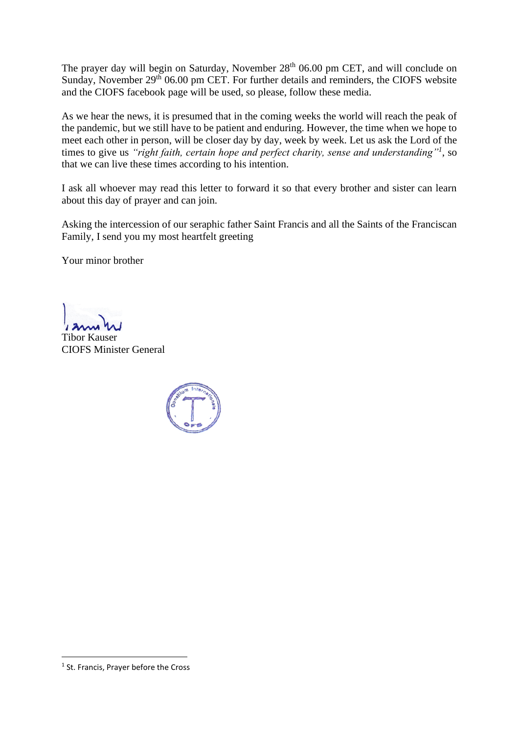The prayer day will begin on Saturday, November 28th 06.00 pm CET, and will conclude on Sunday, November 29th 06.00 pm CET. For further details and reminders, the CIOFS website and the CIOFS facebook page will be used, so please, follow these media.

As we hear the news, it is presumed that in the coming weeks the world will reach the peak of the pandemic, but we still have to be patient and enduring. However, the time when we hope to meet each other in person, will be closer day by day, week by week. Let us ask the Lord of the times to give us *"right faith, certain hope and perfect charity, sense and understanding"*[1], so that we can live these times according to his intention.

I ask all whoever may read this letter to forward it so that every brother and sister can learn about this day of prayer and can join.

Asking the intercession of our seraphic father Saint Francis and all the Saints of the Franciscan Family, I send you my most heartfelt greeting

Your minor brother

Tibor Kauser
CIOFS Minister General

Consilium Internationale OFS

---

[1] St. Francis, Prayer before the Cross